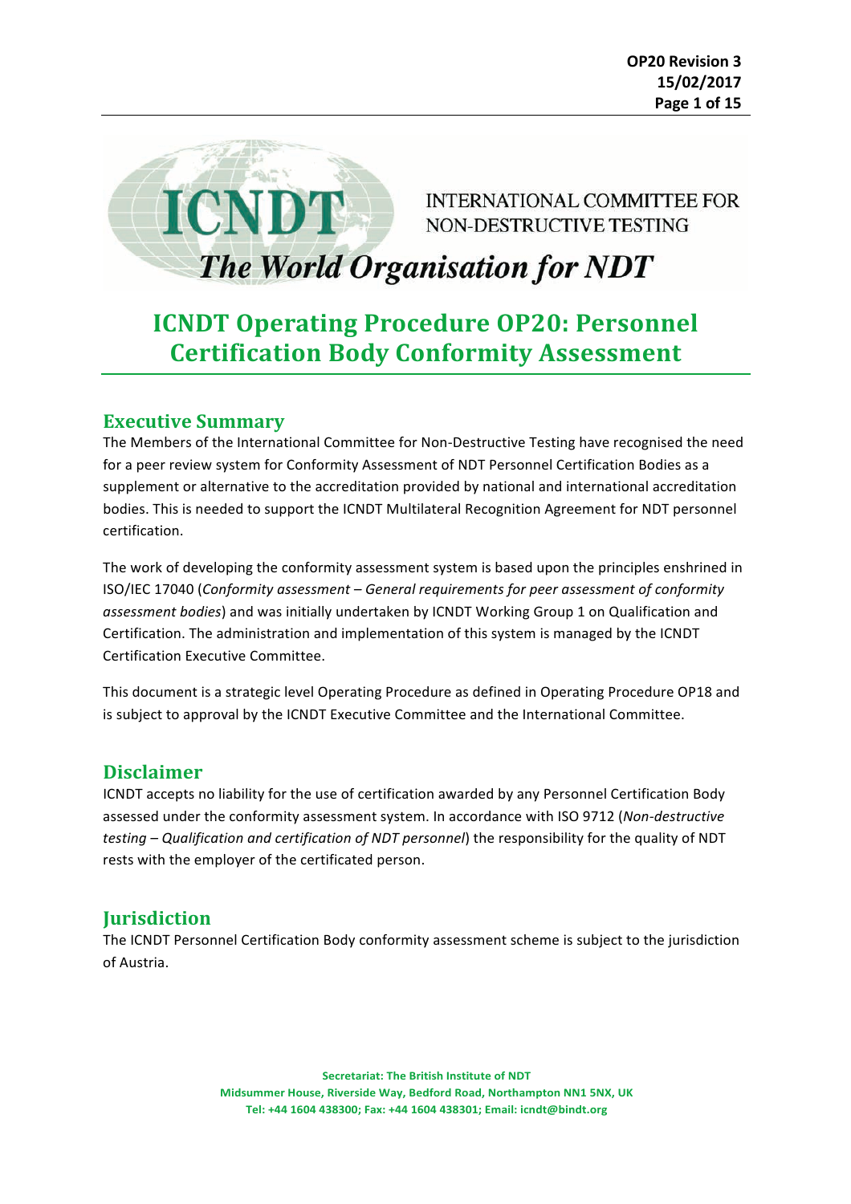INTERNATIONAL COMMITTEE FOR NON-DESTRUCTIVE TESTING

*The World Organisation for NDT*

# ICNDT Operating Procedure OP20: Personnel Certification Body Conformity Assessment

## Executive Summary

The Members of the International Committee for Non-Destructive Testing have recognised the need for a peer review system for Conformity Assessment of NDT Personnel Certification Bodies as a supplement or alternative to the accreditation provided by national and international accreditation bodies. This is needed to support the ICNDT Multilateral Recognition Agreement for NDT personnel certification.

The work of developing the conformity assessment system is based upon the principles enshrined in ISO/IEC 17040 (*Conformity assessment – General requirements for peer assessment of conformity assessment bodies*) and was initially undertaken by ICNDT Working Group 1 on Qualification and Certification. The administration and implementation of this system is managed by the ICNDT Certification Executive Committee.

This document is a strategic level Operating Procedure as defined in Operating Procedure OP18 and is subject to approval by the ICNDT Executive Committee and the International Committee.

## Disclaimer

ICNDT accepts no liability for the use of certification awarded by any Personnel Certification Body assessed under the conformity assessment system. In accordance with ISO 9712 (*Non-destructive testing – Qualification and certification of NDT personnel*) the responsibility for the quality of NDT rests with the employer of the certificated person.

## Jurisdiction

The ICNDT Personnel Certification Body conformity assessment scheme is subject to the jurisdiction of Austria.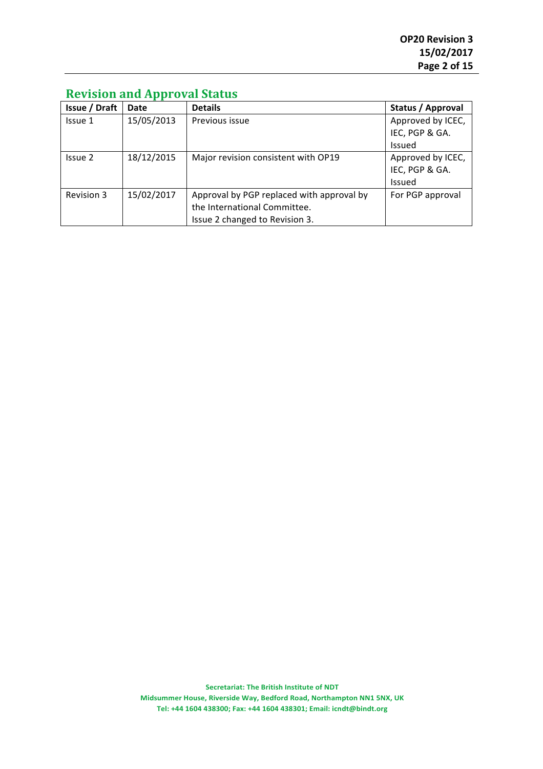## Revision and Approval Status

| Issue / Draft | Date | Details | Status / Approval |
|---|---|---|---|
| Issue 1 | 15/05/2013 | Previous issue | Approved by ICEC, IEC, PGP & GA. Issued |
| Issue 2 | 18/12/2015 | Major revision consistent with OP19 | Approved by ICEC, IEC, PGP & GA. Issued |
| Revision 3 | 15/02/2017 | Approval by PGP replaced with approval by the International Committee. Issue 2 changed to Revision 3. | For PGP approval |

Secretariat: The British Institute of NDT
Midsummer House, Riverside Way, Bedford Road, Northampton NN1 5NX, UK
Tel: +44 1604 438300; Fax: +44 1604 438301; Email: icndt@bindt.org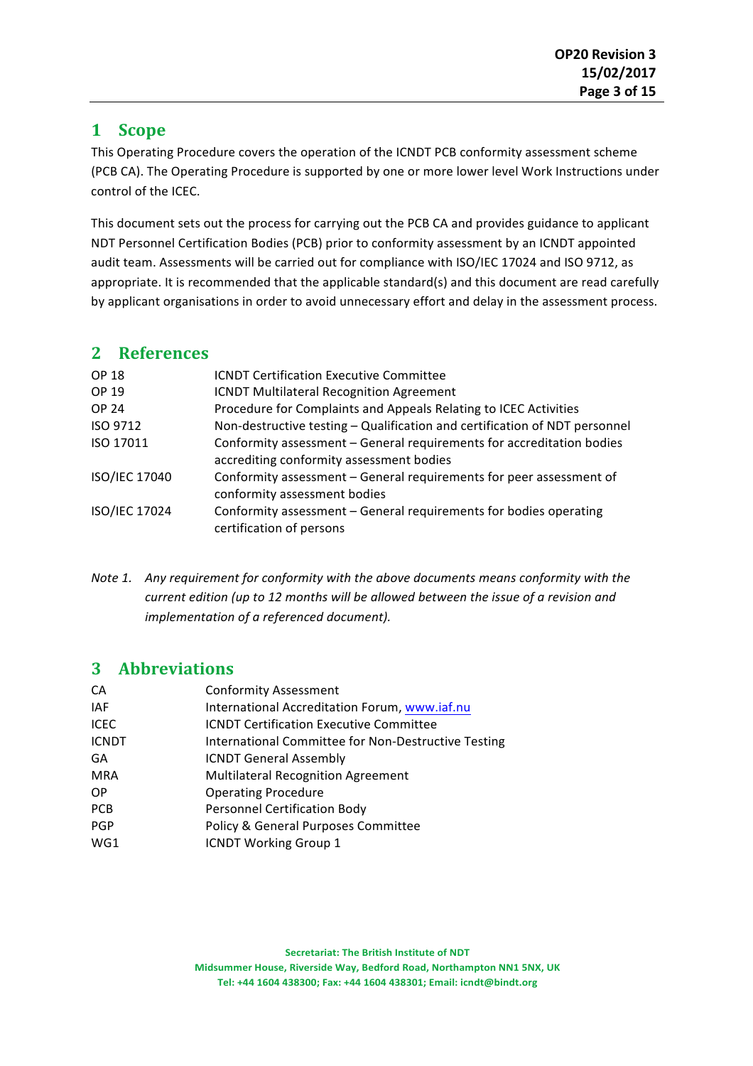## 1 Scope

This Operating Procedure covers the operation of the ICNDT PCB conformity assessment scheme (PCB CA). The Operating Procedure is supported by one or more lower level Work Instructions under control of the ICEC.

This document sets out the process for carrying out the PCB CA and provides guidance to applicant NDT Personnel Certification Bodies (PCB) prior to conformity assessment by an ICNDT appointed audit team. Assessments will be carried out for compliance with ISO/IEC 17024 and ISO 9712, as appropriate. It is recommended that the applicable standard(s) and this document are read carefully by applicant organisations in order to avoid unnecessary effort and delay in the assessment process.

## 2 References

| | |
|---|---|
| OP 18 | ICNDT Certification Executive Committee |
| OP 19 | ICNDT Multilateral Recognition Agreement |
| OP 24 | Procedure for Complaints and Appeals Relating to ICEC Activities |
| ISO 9712 | Non-destructive testing – Qualification and certification of NDT personnel |
| ISO 17011 | Conformity assessment – General requirements for accreditation bodies accrediting conformity assessment bodies |
| ISO/IEC 17040 | Conformity assessment – General requirements for peer assessment of conformity assessment bodies |
| ISO/IEC 17024 | Conformity assessment – General requirements for bodies operating certification of persons |

*Note 1. Any requirement for conformity with the above documents means conformity with the current edition (up to 12 months will be allowed between the issue of a revision and implementation of a referenced document).*

## 3 Abbreviations

| | |
|---|---|
| CA | Conformity Assessment |
| IAF | International Accreditation Forum, www.iaf.nu |
| ICEC | ICNDT Certification Executive Committee |
| ICNDT | International Committee for Non-Destructive Testing |
| GA | ICNDT General Assembly |
| MRA | Multilateral Recognition Agreement |
| OP | Operating Procedure |
| PCB | Personnel Certification Body |
| PGP | Policy & General Purposes Committee |
| WG1 | ICNDT Working Group 1 |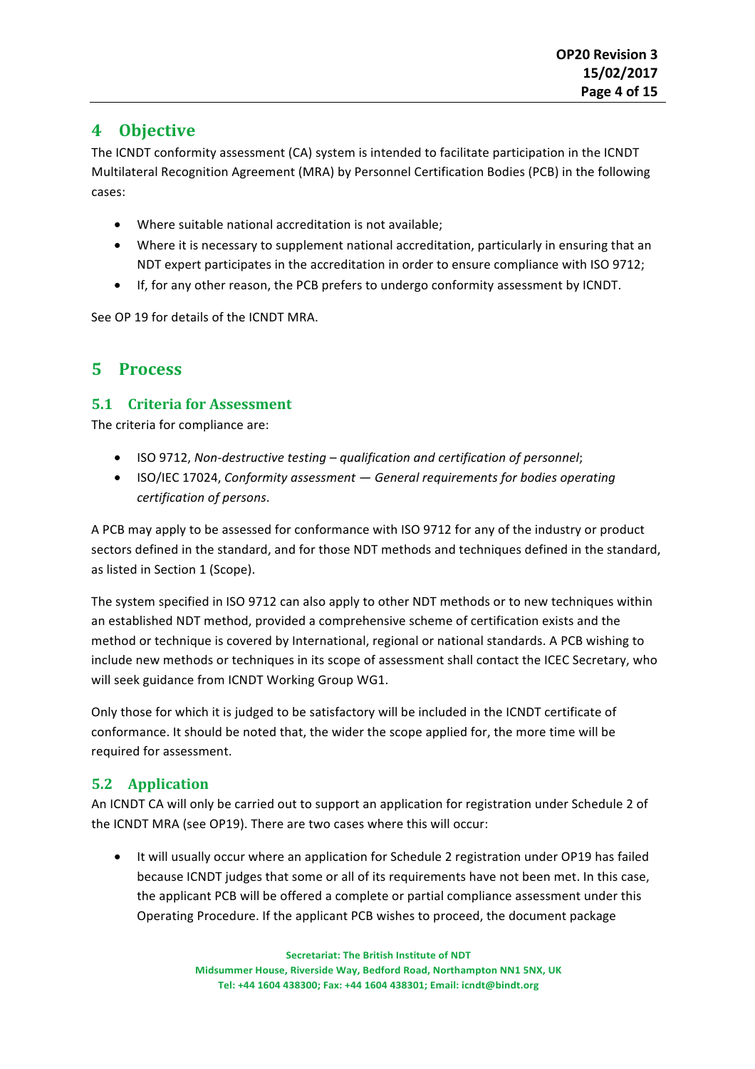# 4 Objective

The ICNDT conformity assessment (CA) system is intended to facilitate participation in the ICNDT Multilateral Recognition Agreement (MRA) by Personnel Certification Bodies (PCB) in the following cases:

- Where suitable national accreditation is not available;
- Where it is necessary to supplement national accreditation, particularly in ensuring that an NDT expert participates in the accreditation in order to ensure compliance with ISO 9712;
- If, for any other reason, the PCB prefers to undergo conformity assessment by ICNDT.

See OP 19 for details of the ICNDT MRA.

# 5 Process

## 5.1 Criteria for Assessment

The criteria for compliance are:

- ISO 9712, *Non-destructive testing – qualification and certification of personnel*;
- ISO/IEC 17024, *Conformity assessment — General requirements for bodies operating certification of persons*.

A PCB may apply to be assessed for conformance with ISO 9712 for any of the industry or product sectors defined in the standard, and for those NDT methods and techniques defined in the standard, as listed in Section 1 (Scope).

The system specified in ISO 9712 can also apply to other NDT methods or to new techniques within an established NDT method, provided a comprehensive scheme of certification exists and the method or technique is covered by International, regional or national standards. A PCB wishing to include new methods or techniques in its scope of assessment shall contact the ICEC Secretary, who will seek guidance from ICNDT Working Group WG1.

Only those for which it is judged to be satisfactory will be included in the ICNDT certificate of conformance. It should be noted that, the wider the scope applied for, the more time will be required for assessment.

## 5.2 Application

An ICNDT CA will only be carried out to support an application for registration under Schedule 2 of the ICNDT MRA (see OP19). There are two cases where this will occur:

- It will usually occur where an application for Schedule 2 registration under OP19 has failed because ICNDT judges that some or all of its requirements have not been met. In this case, the applicant PCB will be offered a complete or partial compliance assessment under this Operating Procedure. If the applicant PCB wishes to proceed, the document package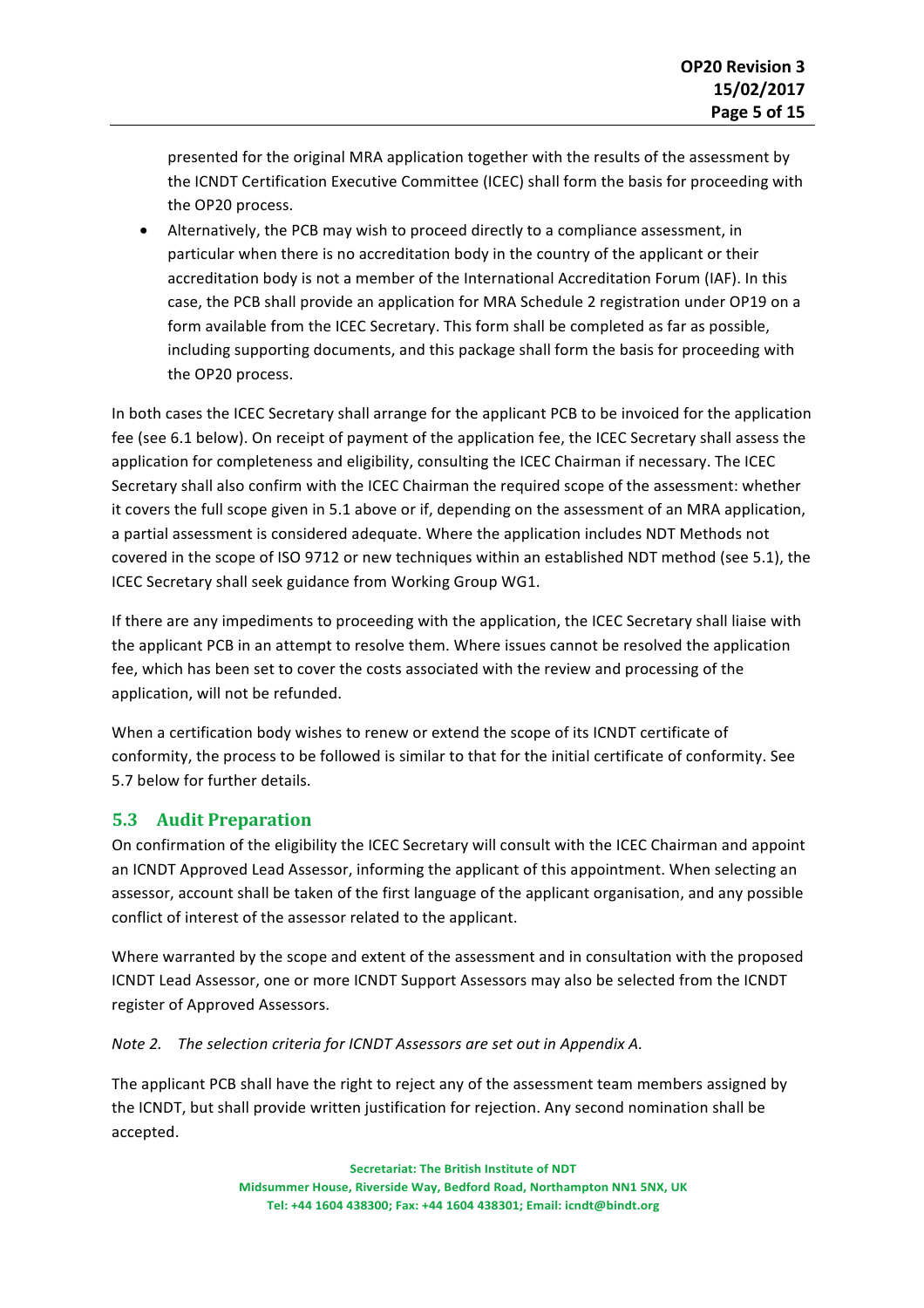presented for the original MRA application together with the results of the assessment by the ICNDT Certification Executive Committee (ICEC) shall form the basis for proceeding with the OP20 process.

- Alternatively, the PCB may wish to proceed directly to a compliance assessment, in particular when there is no accreditation body in the country of the applicant or their accreditation body is not a member of the International Accreditation Forum (IAF). In this case, the PCB shall provide an application for MRA Schedule 2 registration under OP19 on a form available from the ICEC Secretary. This form shall be completed as far as possible, including supporting documents, and this package shall form the basis for proceeding with the OP20 process.

In both cases the ICEC Secretary shall arrange for the applicant PCB to be invoiced for the application fee (see 6.1 below). On receipt of payment of the application fee, the ICEC Secretary shall assess the application for completeness and eligibility, consulting the ICEC Chairman if necessary. The ICEC Secretary shall also confirm with the ICEC Chairman the required scope of the assessment: whether it covers the full scope given in 5.1 above or if, depending on the assessment of an MRA application, a partial assessment is considered adequate. Where the application includes NDT Methods not covered in the scope of ISO 9712 or new techniques within an established NDT method (see 5.1), the ICEC Secretary shall seek guidance from Working Group WG1.

If there are any impediments to proceeding with the application, the ICEC Secretary shall liaise with the applicant PCB in an attempt to resolve them. Where issues cannot be resolved the application fee, which has been set to cover the costs associated with the review and processing of the application, will not be refunded.

When a certification body wishes to renew or extend the scope of its ICNDT certificate of conformity, the process to be followed is similar to that for the initial certificate of conformity. See 5.7 below for further details.

## 5.3 Audit Preparation

On confirmation of the eligibility the ICEC Secretary will consult with the ICEC Chairman and appoint an ICNDT Approved Lead Assessor, informing the applicant of this appointment. When selecting an assessor, account shall be taken of the first language of the applicant organisation, and any possible conflict of interest of the assessor related to the applicant.

Where warranted by the scope and extent of the assessment and in consultation with the proposed ICNDT Lead Assessor, one or more ICNDT Support Assessors may also be selected from the ICNDT register of Approved Assessors.

*Note 2. The selection criteria for ICNDT Assessors are set out in Appendix A.*

The applicant PCB shall have the right to reject any of the assessment team members assigned by the ICNDT, but shall provide written justification for rejection. Any second nomination shall be accepted.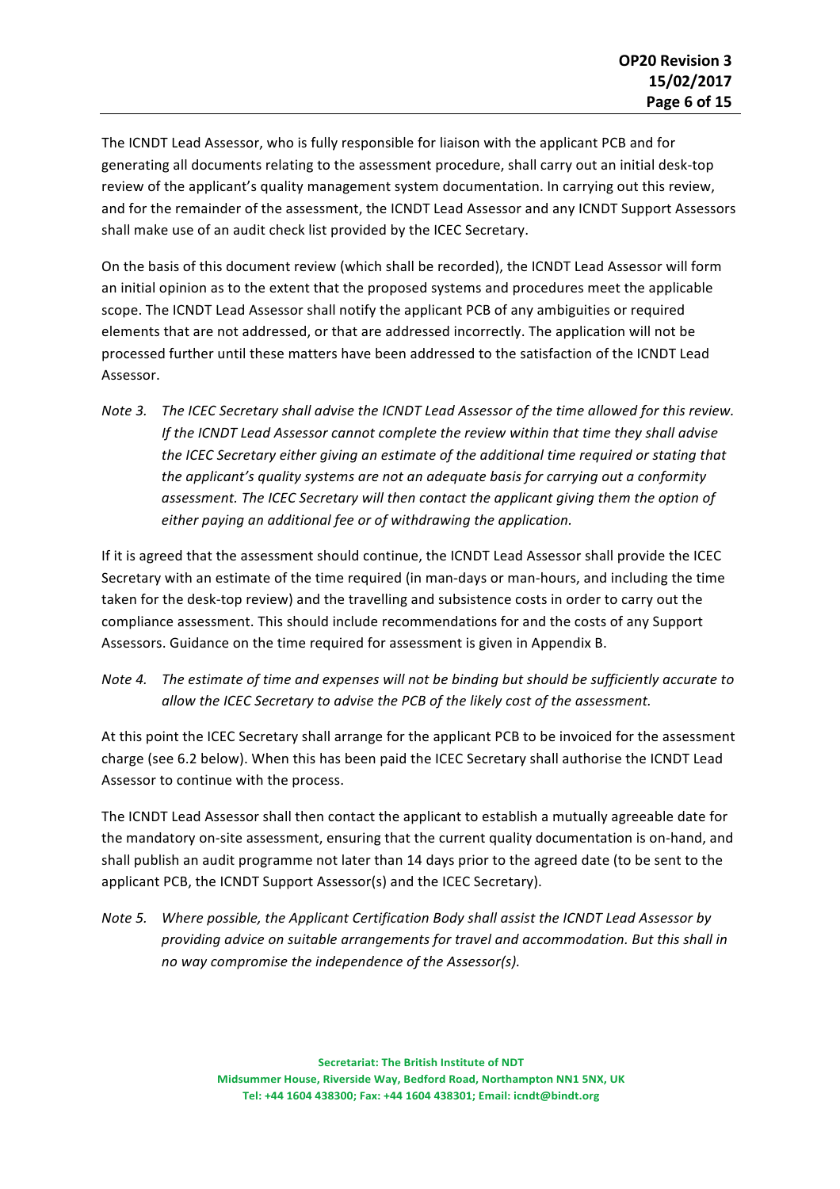The ICNDT Lead Assessor, who is fully responsible for liaison with the applicant PCB and for generating all documents relating to the assessment procedure, shall carry out an initial desk-top review of the applicant's quality management system documentation. In carrying out this review, and for the remainder of the assessment, the ICNDT Lead Assessor and any ICNDT Support Assessors shall make use of an audit check list provided by the ICEC Secretary.

On the basis of this document review (which shall be recorded), the ICNDT Lead Assessor will form an initial opinion as to the extent that the proposed systems and procedures meet the applicable scope. The ICNDT Lead Assessor shall notify the applicant PCB of any ambiguities or required elements that are not addressed, or that are addressed incorrectly. The application will not be processed further until these matters have been addressed to the satisfaction of the ICNDT Lead Assessor.

*Note 3. The ICEC Secretary shall advise the ICNDT Lead Assessor of the time allowed for this review. If the ICNDT Lead Assessor cannot complete the review within that time they shall advise the ICEC Secretary either giving an estimate of the additional time required or stating that the applicant's quality systems are not an adequate basis for carrying out a conformity assessment. The ICEC Secretary will then contact the applicant giving them the option of either paying an additional fee or of withdrawing the application.*

If it is agreed that the assessment should continue, the ICNDT Lead Assessor shall provide the ICEC Secretary with an estimate of the time required (in man-days or man-hours, and including the time taken for the desk-top review) and the travelling and subsistence costs in order to carry out the compliance assessment. This should include recommendations for and the costs of any Support Assessors. Guidance on the time required for assessment is given in Appendix B.

*Note 4. The estimate of time and expenses will not be binding but should be sufficiently accurate to allow the ICEC Secretary to advise the PCB of the likely cost of the assessment.*

At this point the ICEC Secretary shall arrange for the applicant PCB to be invoiced for the assessment charge (see 6.2 below). When this has been paid the ICEC Secretary shall authorise the ICNDT Lead Assessor to continue with the process.

The ICNDT Lead Assessor shall then contact the applicant to establish a mutually agreeable date for the mandatory on-site assessment, ensuring that the current quality documentation is on-hand, and shall publish an audit programme not later than 14 days prior to the agreed date (to be sent to the applicant PCB, the ICNDT Support Assessor(s) and the ICEC Secretary).

*Note 5. Where possible, the Applicant Certification Body shall assist the ICNDT Lead Assessor by providing advice on suitable arrangements for travel and accommodation. But this shall in no way compromise the independence of the Assessor(s).*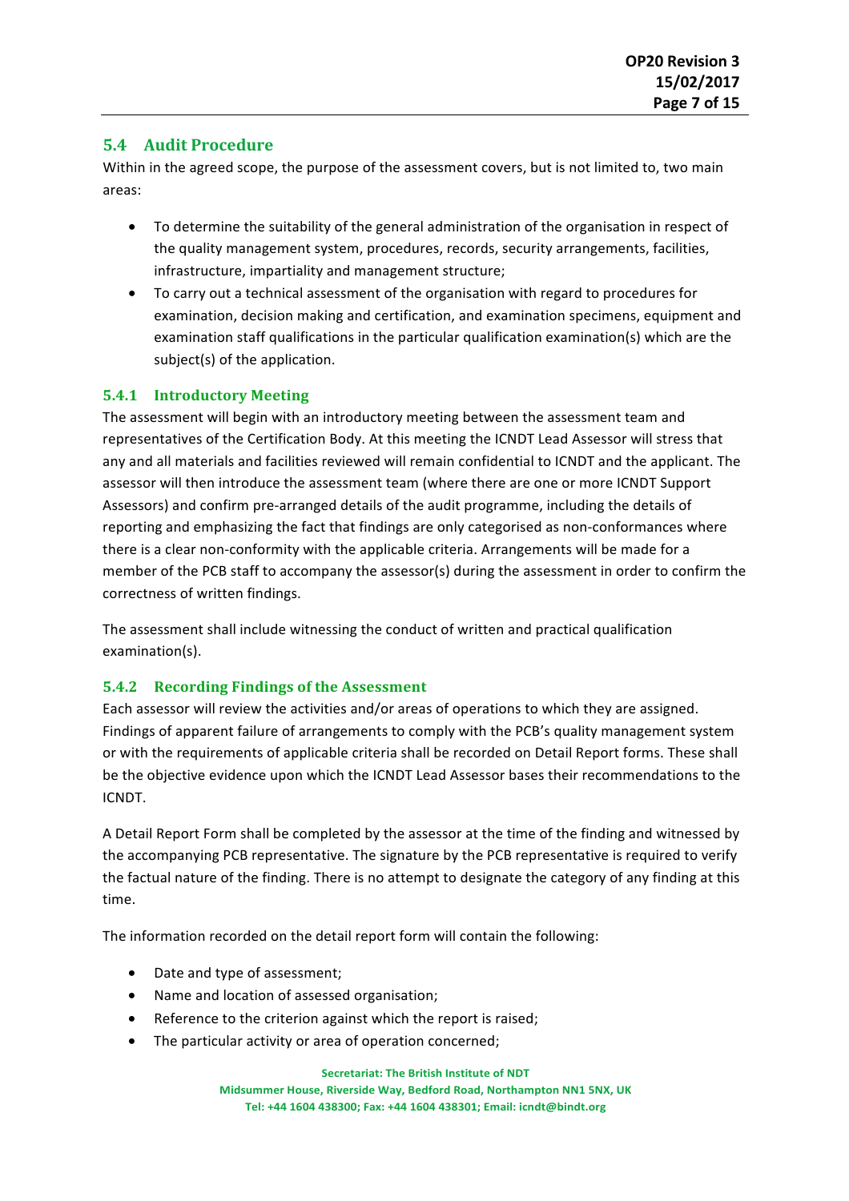## 5.4 Audit Procedure

Within in the agreed scope, the purpose of the assessment covers, but is not limited to, two main areas:

- To determine the suitability of the general administration of the organisation in respect of the quality management system, procedures, records, security arrangements, facilities, infrastructure, impartiality and management structure;
- To carry out a technical assessment of the organisation with regard to procedures for examination, decision making and certification, and examination specimens, equipment and examination staff qualifications in the particular qualification examination(s) which are the subject(s) of the application.

### 5.4.1 Introductory Meeting

The assessment will begin with an introductory meeting between the assessment team and representatives of the Certification Body. At this meeting the ICNDT Lead Assessor will stress that any and all materials and facilities reviewed will remain confidential to ICNDT and the applicant. The assessor will then introduce the assessment team (where there are one or more ICNDT Support Assessors) and confirm pre-arranged details of the audit programme, including the details of reporting and emphasizing the fact that findings are only categorised as non-conformances where there is a clear non-conformity with the applicable criteria. Arrangements will be made for a member of the PCB staff to accompany the assessor(s) during the assessment in order to confirm the correctness of written findings.

The assessment shall include witnessing the conduct of written and practical qualification examination(s).

### 5.4.2 Recording Findings of the Assessment

Each assessor will review the activities and/or areas of operations to which they are assigned. Findings of apparent failure of arrangements to comply with the PCB's quality management system or with the requirements of applicable criteria shall be recorded on Detail Report forms. These shall be the objective evidence upon which the ICNDT Lead Assessor bases their recommendations to the ICNDT.

A Detail Report Form shall be completed by the assessor at the time of the finding and witnessed by the accompanying PCB representative. The signature by the PCB representative is required to verify the factual nature of the finding. There is no attempt to designate the category of any finding at this time.

The information recorded on the detail report form will contain the following:

- Date and type of assessment;
- Name and location of assessed organisation;
- Reference to the criterion against which the report is raised;
- The particular activity or area of operation concerned;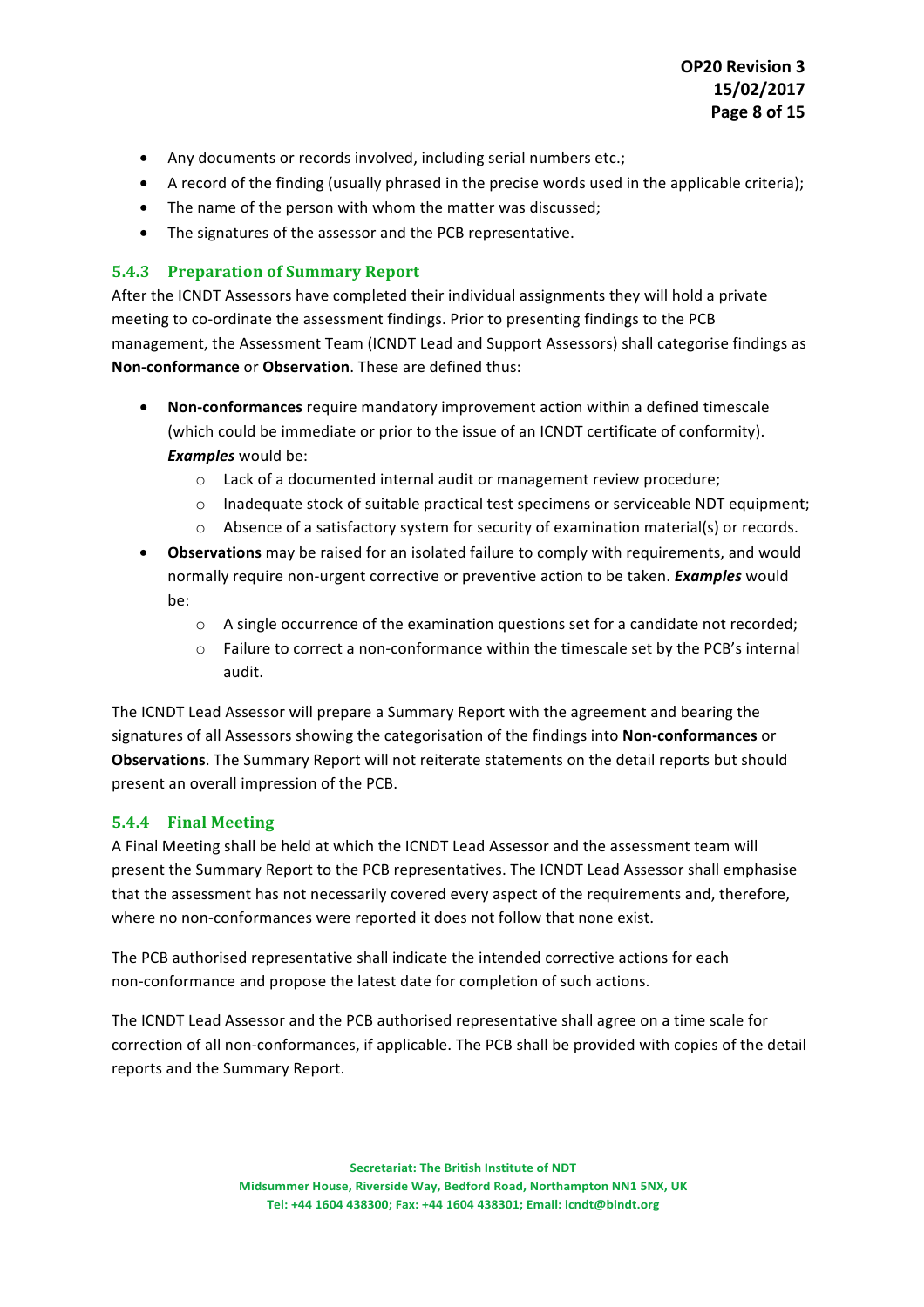- Any documents or records involved, including serial numbers etc.;
- A record of the finding (usually phrased in the precise words used in the applicable criteria);
- The name of the person with whom the matter was discussed;
- The signatures of the assessor and the PCB representative.

### 5.4.3 Preparation of Summary Report

After the ICNDT Assessors have completed their individual assignments they will hold a private meeting to co-ordinate the assessment findings. Prior to presenting findings to the PCB management, the Assessment Team (ICNDT Lead and Support Assessors) shall categorise findings as **Non-conformance** or **Observation**. These are defined thus:

- **Non-conformances** require mandatory improvement action within a defined timescale (which could be immediate or prior to the issue of an ICNDT certificate of conformity). ***Examples*** would be:
  - Lack of a documented internal audit or management review procedure;
  - Inadequate stock of suitable practical test specimens or serviceable NDT equipment;
  - Absence of a satisfactory system for security of examination material(s) or records.
- **Observations** may be raised for an isolated failure to comply with requirements, and would normally require non-urgent corrective or preventive action to be taken. ***Examples*** would be:
  - A single occurrence of the examination questions set for a candidate not recorded;
  - Failure to correct a non-conformance within the timescale set by the PCB's internal audit.

The ICNDT Lead Assessor will prepare a Summary Report with the agreement and bearing the signatures of all Assessors showing the categorisation of the findings into **Non-conformances** or **Observations**. The Summary Report will not reiterate statements on the detail reports but should present an overall impression of the PCB.

### 5.4.4 Final Meeting

A Final Meeting shall be held at which the ICNDT Lead Assessor and the assessment team will present the Summary Report to the PCB representatives. The ICNDT Lead Assessor shall emphasise that the assessment has not necessarily covered every aspect of the requirements and, therefore, where no non-conformances were reported it does not follow that none exist.

The PCB authorised representative shall indicate the intended corrective actions for each non-conformance and propose the latest date for completion of such actions.

The ICNDT Lead Assessor and the PCB authorised representative shall agree on a time scale for correction of all non-conformances, if applicable. The PCB shall be provided with copies of the detail reports and the Summary Report.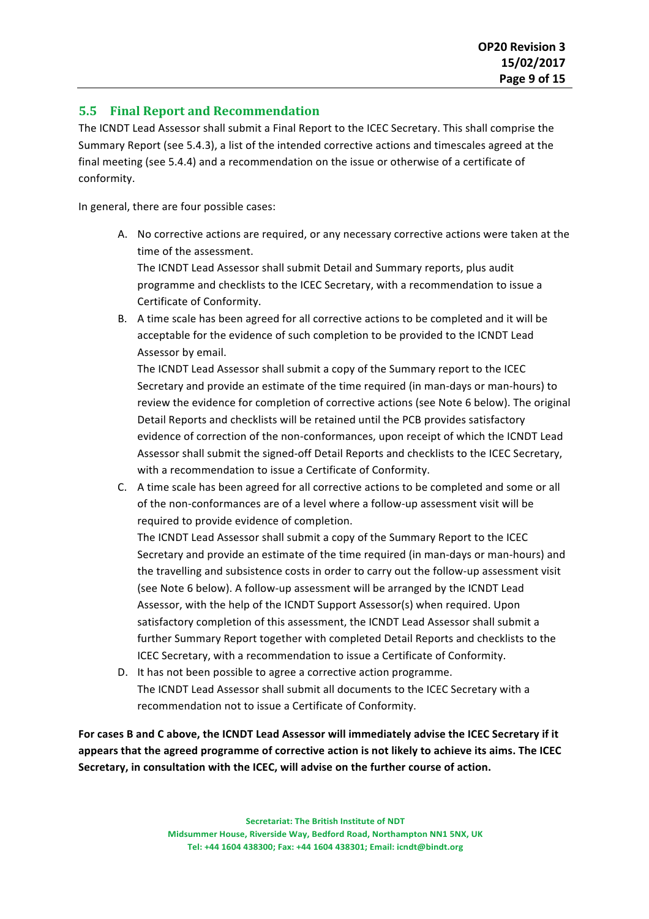## 5.5 Final Report and Recommendation

The ICNDT Lead Assessor shall submit a Final Report to the ICEC Secretary. This shall comprise the Summary Report (see 5.4.3), a list of the intended corrective actions and timescales agreed at the final meeting (see 5.4.4) and a recommendation on the issue or otherwise of a certificate of conformity.

In general, there are four possible cases:

A. No corrective actions are required, or any necessary corrective actions were taken at the time of the assessment.
   The ICNDT Lead Assessor shall submit Detail and Summary reports, plus audit programme and checklists to the ICEC Secretary, with a recommendation to issue a Certificate of Conformity.

B. A time scale has been agreed for all corrective actions to be completed and it will be acceptable for the evidence of such completion to be provided to the ICNDT Lead Assessor by email.
   The ICNDT Lead Assessor shall submit a copy of the Summary report to the ICEC Secretary and provide an estimate of the time required (in man-days or man-hours) to review the evidence for completion of corrective actions (see Note 6 below). The original Detail Reports and checklists will be retained until the PCB provides satisfactory evidence of correction of the non-conformances, upon receipt of which the ICNDT Lead Assessor shall submit the signed-off Detail Reports and checklists to the ICEC Secretary, with a recommendation to issue a Certificate of Conformity.

C. A time scale has been agreed for all corrective actions to be completed and some or all of the non-conformances are of a level where a follow-up assessment visit will be required to provide evidence of completion.
   The ICNDT Lead Assessor shall submit a copy of the Summary Report to the ICEC Secretary and provide an estimate of the time required (in man-days or man-hours) and the travelling and subsistence costs in order to carry out the follow-up assessment visit (see Note 6 below). A follow-up assessment will be arranged by the ICNDT Lead Assessor, with the help of the ICNDT Support Assessor(s) when required. Upon satisfactory completion of this assessment, the ICNDT Lead Assessor shall submit a further Summary Report together with completed Detail Reports and checklists to the ICEC Secretary, with a recommendation to issue a Certificate of Conformity.

D. It has not been possible to agree a corrective action programme.
   The ICNDT Lead Assessor shall submit all documents to the ICEC Secretary with a recommendation not to issue a Certificate of Conformity.

**For cases B and C above, the ICNDT Lead Assessor will immediately advise the ICEC Secretary if it appears that the agreed programme of corrective action is not likely to achieve its aims. The ICEC Secretary, in consultation with the ICEC, will advise on the further course of action.**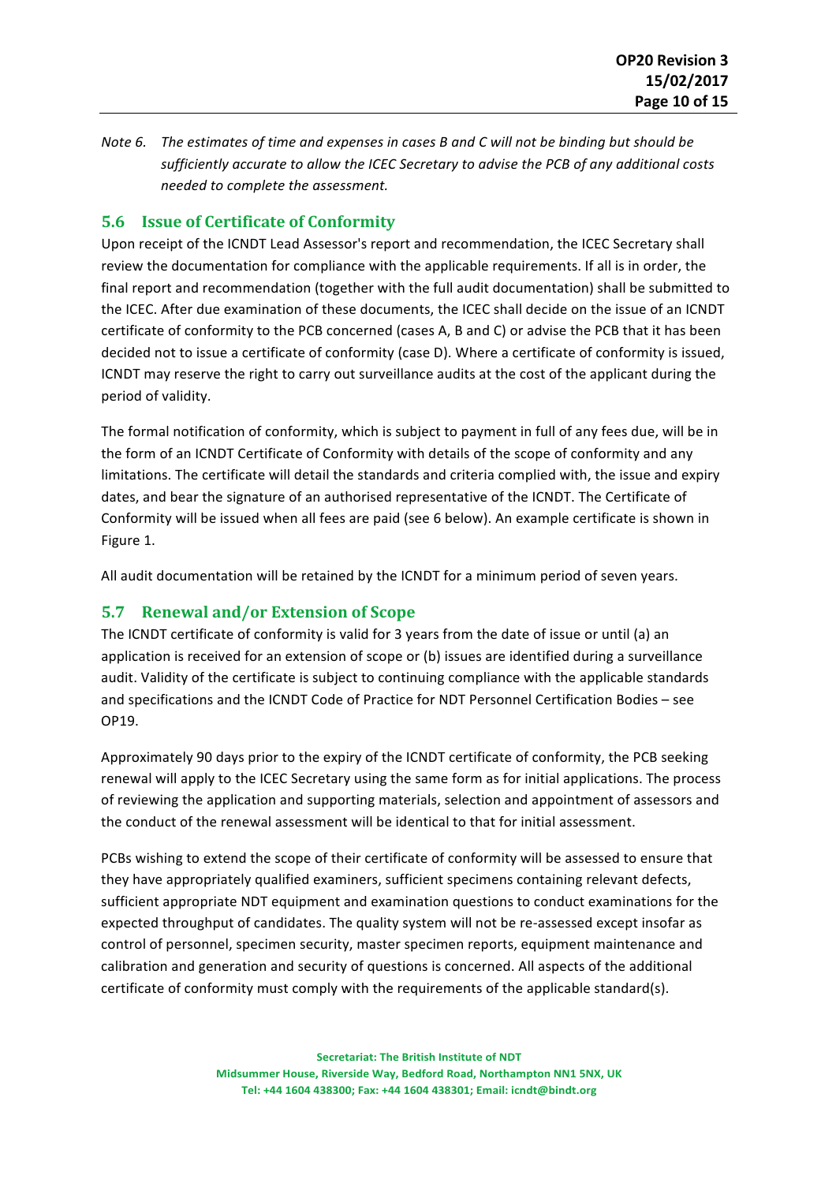*Note 6. The estimates of time and expenses in cases B and C will not be binding but should be sufficiently accurate to allow the ICEC Secretary to advise the PCB of any additional costs needed to complete the assessment.*

## 5.6 Issue of Certificate of Conformity

Upon receipt of the ICNDT Lead Assessor's report and recommendation, the ICEC Secretary shall review the documentation for compliance with the applicable requirements. If all is in order, the final report and recommendation (together with the full audit documentation) shall be submitted to the ICEC. After due examination of these documents, the ICEC shall decide on the issue of an ICNDT certificate of conformity to the PCB concerned (cases A, B and C) or advise the PCB that it has been decided not to issue a certificate of conformity (case D). Where a certificate of conformity is issued, ICNDT may reserve the right to carry out surveillance audits at the cost of the applicant during the period of validity.

The formal notification of conformity, which is subject to payment in full of any fees due, will be in the form of an ICNDT Certificate of Conformity with details of the scope of conformity and any limitations. The certificate will detail the standards and criteria complied with, the issue and expiry dates, and bear the signature of an authorised representative of the ICNDT. The Certificate of Conformity will be issued when all fees are paid (see 6 below). An example certificate is shown in Figure 1.

All audit documentation will be retained by the ICNDT for a minimum period of seven years.

## 5.7 Renewal and/or Extension of Scope

The ICNDT certificate of conformity is valid for 3 years from the date of issue or until (a) an application is received for an extension of scope or (b) issues are identified during a surveillance audit. Validity of the certificate is subject to continuing compliance with the applicable standards and specifications and the ICNDT Code of Practice for NDT Personnel Certification Bodies – see OP19.

Approximately 90 days prior to the expiry of the ICNDT certificate of conformity, the PCB seeking renewal will apply to the ICEC Secretary using the same form as for initial applications. The process of reviewing the application and supporting materials, selection and appointment of assessors and the conduct of the renewal assessment will be identical to that for initial assessment.

PCBs wishing to extend the scope of their certificate of conformity will be assessed to ensure that they have appropriately qualified examiners, sufficient specimens containing relevant defects, sufficient appropriate NDT equipment and examination questions to conduct examinations for the expected throughput of candidates. The quality system will not be re-assessed except insofar as control of personnel, specimen security, master specimen reports, equipment maintenance and calibration and generation and security of questions is concerned. All aspects of the additional certificate of conformity must comply with the requirements of the applicable standard(s).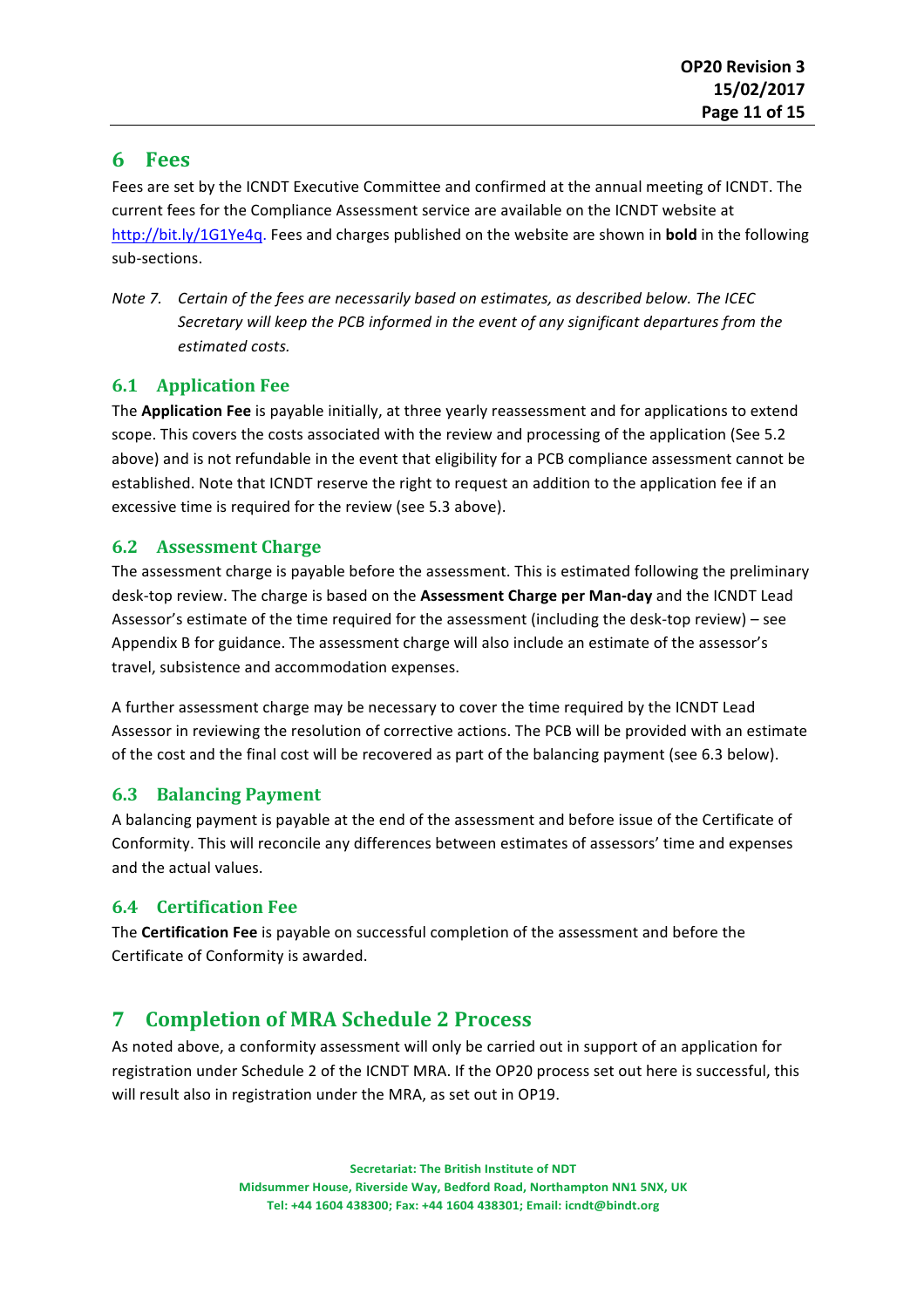# 6 Fees

Fees are set by the ICNDT Executive Committee and confirmed at the annual meeting of ICNDT. The current fees for the Compliance Assessment service are available on the ICNDT website at http://bit.ly/1G1Ye4q. Fees and charges published on the website are shown in **bold** in the following sub-sections.

*Note 7. Certain of the fees are necessarily based on estimates, as described below. The ICEC Secretary will keep the PCB informed in the event of any significant departures from the estimated costs.*

## 6.1 Application Fee

The **Application Fee** is payable initially, at three yearly reassessment and for applications to extend scope. This covers the costs associated with the review and processing of the application (See 5.2 above) and is not refundable in the event that eligibility for a PCB compliance assessment cannot be established. Note that ICNDT reserve the right to request an addition to the application fee if an excessive time is required for the review (see 5.3 above).

## 6.2 Assessment Charge

The assessment charge is payable before the assessment. This is estimated following the preliminary desk-top review. The charge is based on the **Assessment Charge per Man-day** and the ICNDT Lead Assessor's estimate of the time required for the assessment (including the desk-top review) – see Appendix B for guidance. The assessment charge will also include an estimate of the assessor's travel, subsistence and accommodation expenses.

A further assessment charge may be necessary to cover the time required by the ICNDT Lead Assessor in reviewing the resolution of corrective actions. The PCB will be provided with an estimate of the cost and the final cost will be recovered as part of the balancing payment (see 6.3 below).

## 6.3 Balancing Payment

A balancing payment is payable at the end of the assessment and before issue of the Certificate of Conformity. This will reconcile any differences between estimates of assessors' time and expenses and the actual values.

## 6.4 Certification Fee

The **Certification Fee** is payable on successful completion of the assessment and before the Certificate of Conformity is awarded.

# 7 Completion of MRA Schedule 2 Process

As noted above, a conformity assessment will only be carried out in support of an application for registration under Schedule 2 of the ICNDT MRA. If the OP20 process set out here is successful, this will result also in registration under the MRA, as set out in OP19.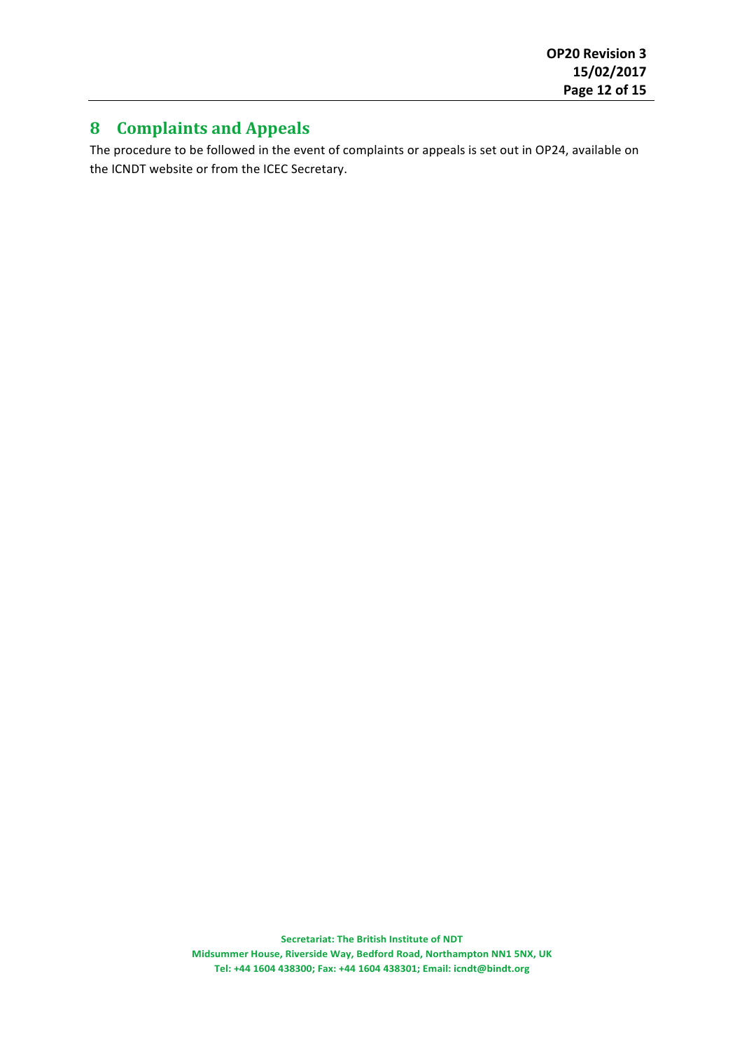# 8 Complaints and Appeals

The procedure to be followed in the event of complaints or appeals is set out in OP24, available on the ICNDT website or from the ICEC Secretary.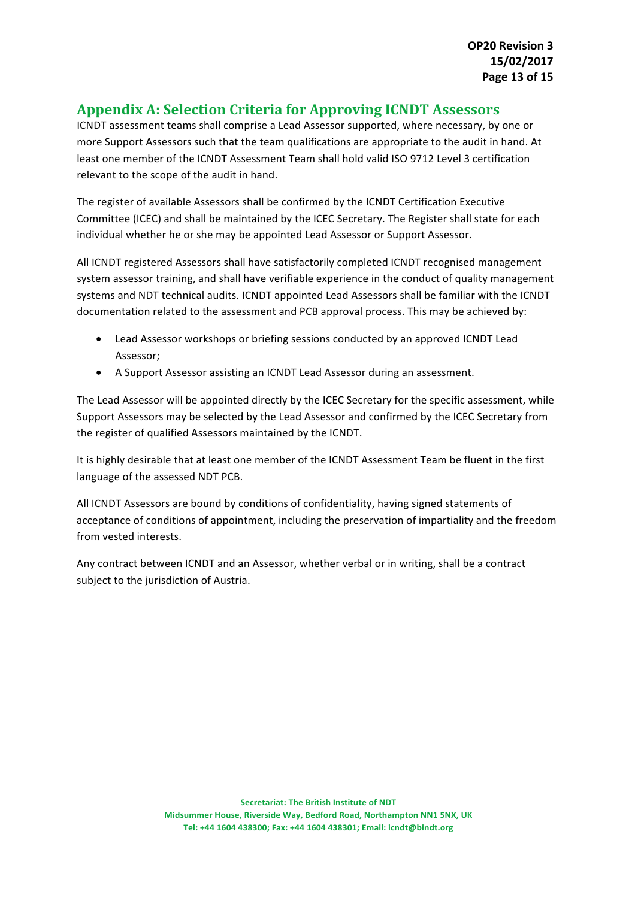## Appendix A: Selection Criteria for Approving ICNDT Assessors

ICNDT assessment teams shall comprise a Lead Assessor supported, where necessary, by one or more Support Assessors such that the team qualifications are appropriate to the audit in hand. At least one member of the ICNDT Assessment Team shall hold valid ISO 9712 Level 3 certification relevant to the scope of the audit in hand.

The register of available Assessors shall be confirmed by the ICNDT Certification Executive Committee (ICEC) and shall be maintained by the ICEC Secretary. The Register shall state for each individual whether he or she may be appointed Lead Assessor or Support Assessor.

All ICNDT registered Assessors shall have satisfactorily completed ICNDT recognised management system assessor training, and shall have verifiable experience in the conduct of quality management systems and NDT technical audits. ICNDT appointed Lead Assessors shall be familiar with the ICNDT documentation related to the assessment and PCB approval process. This may be achieved by:

- Lead Assessor workshops or briefing sessions conducted by an approved ICNDT Lead Assessor;
- A Support Assessor assisting an ICNDT Lead Assessor during an assessment.

The Lead Assessor will be appointed directly by the ICEC Secretary for the specific assessment, while Support Assessors may be selected by the Lead Assessor and confirmed by the ICEC Secretary from the register of qualified Assessors maintained by the ICNDT.

It is highly desirable that at least one member of the ICNDT Assessment Team be fluent in the first language of the assessed NDT PCB.

All ICNDT Assessors are bound by conditions of confidentiality, having signed statements of acceptance of conditions of appointment, including the preservation of impartiality and the freedom from vested interests.

Any contract between ICNDT and an Assessor, whether verbal or in writing, shall be a contract subject to the jurisdiction of Austria.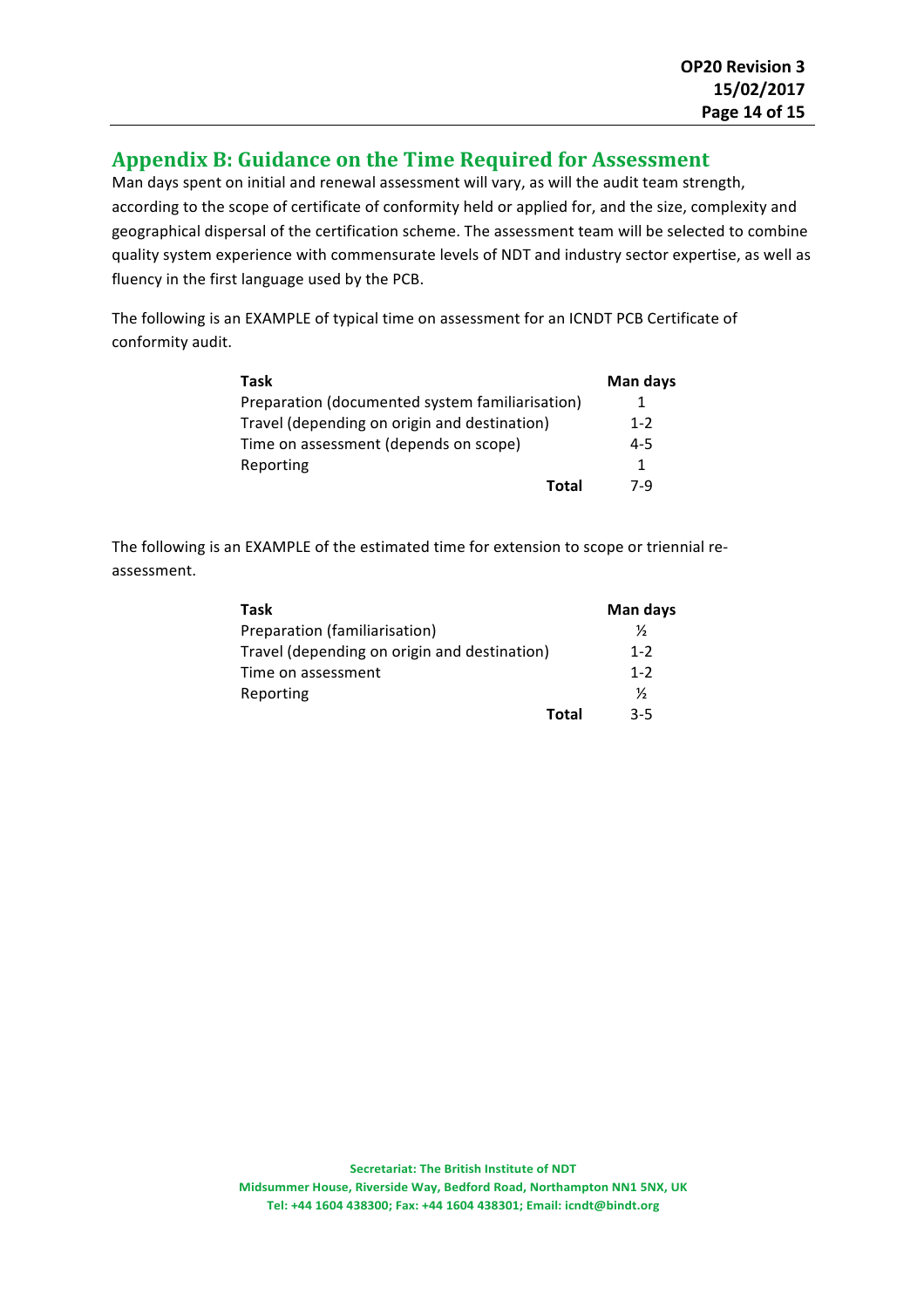## Appendix B: Guidance on the Time Required for Assessment

Man days spent on initial and renewal assessment will vary, as will the audit team strength, according to the scope of certificate of conformity held or applied for, and the size, complexity and geographical dispersal of the certification scheme. The assessment team will be selected to combine quality system experience with commensurate levels of NDT and industry sector expertise, as well as fluency in the first language used by the PCB.

The following is an EXAMPLE of typical time on assessment for an ICNDT PCB Certificate of conformity audit.

| Task | Man days |
|---|---|
| Preparation (documented system familiarisation) | 1 |
| Travel (depending on origin and destination) | 1-2 |
| Time on assessment (depends on scope) | 4-5 |
| Reporting | 1 |
| **Total** | 7-9 |

The following is an EXAMPLE of the estimated time for extension to scope or triennial re-assessment.

| Task | Man days |
|---|---|
| Preparation (familiarisation) | ½ |
| Travel (depending on origin and destination) | 1-2 |
| Time on assessment | 1-2 |
| Reporting | ½ |
| **Total** | 3-5 |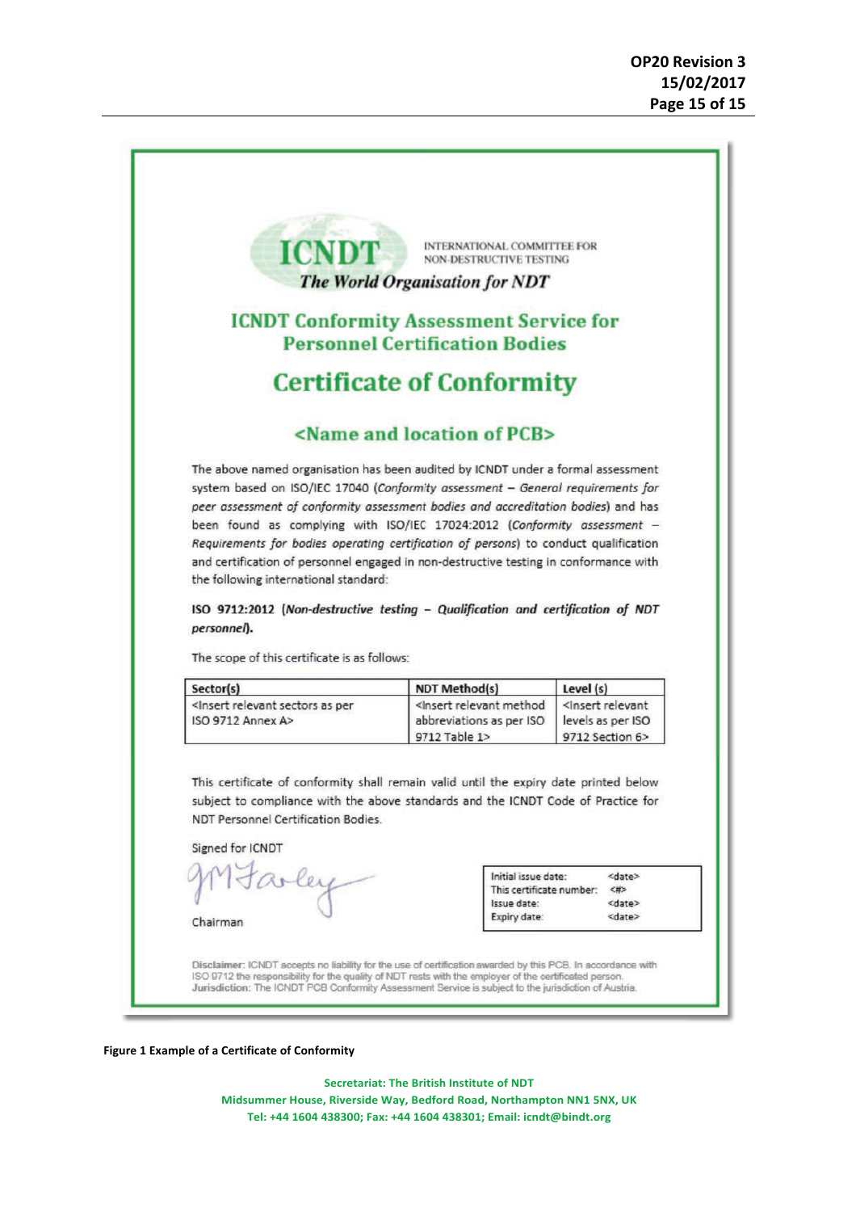ICNDT

INTERNATIONAL COMMITTEE FOR NON-DESTRUCTIVE TESTING

*The World Organisation for NDT*

## ICNDT Conformity Assessment Service for Personnel Certification Bodies

# Certificate of Conformity

## <Name and location of PCB>

The above named organisation has been audited by ICNDT under a formal assessment system based on ISO/IEC 17040 (*Conformity assessment – General requirements for peer assessment of conformity assessment bodies and accreditation bodies*) and has been found as complying with ISO/IEC 17024:2012 (*Conformity assessment – Requirements for bodies operating certification of persons*) to conduct qualification and certification of personnel engaged in non-destructive testing in conformance with the following international standard:

**ISO 9712:2012 (*Non-destructive testing – Qualification and certification of NDT personnel*).**

The scope of this certificate is as follows:

| Sector(s) | NDT Method(s) | Level (s) |
|---|---|---|
| <Insert relevant sectors as per ISO 9712 Annex A> | <Insert relevant method abbreviations as per ISO 9712 Table 1> | <Insert relevant levels as per ISO 9712 Section 6> |

This certificate of conformity shall remain valid until the expiry date printed below subject to compliance with the above standards and the ICNDT Code of Practice for NDT Personnel Certification Bodies.

Signed for ICNDT

Chairman

| | |
|---|---|
| Initial issue date: | <date> |
| This certificate number: | <#> |
| Issue date: | <date> |
| Expiry date: | <date> |

**Disclaimer:** ICNDT accepts no liability for the use of certification awarded by this PCB. In accordance with ISO 9712 the responsibility for the quality of NDT rests with the employer of the certificated person.
**Jurisdiction:** The ICNDT PCB Conformity Assessment Service is subject to the jurisdiction of Austria.

**Figure 1 Example of a Certificate of Conformity**

**Secretariat: The British Institute of NDT**
**Midsummer House, Riverside Way, Bedford Road, Northampton NN1 5NX, UK**
**Tel: +44 1604 438300; Fax: +44 1604 438301; Email: icndt@bindt.org**